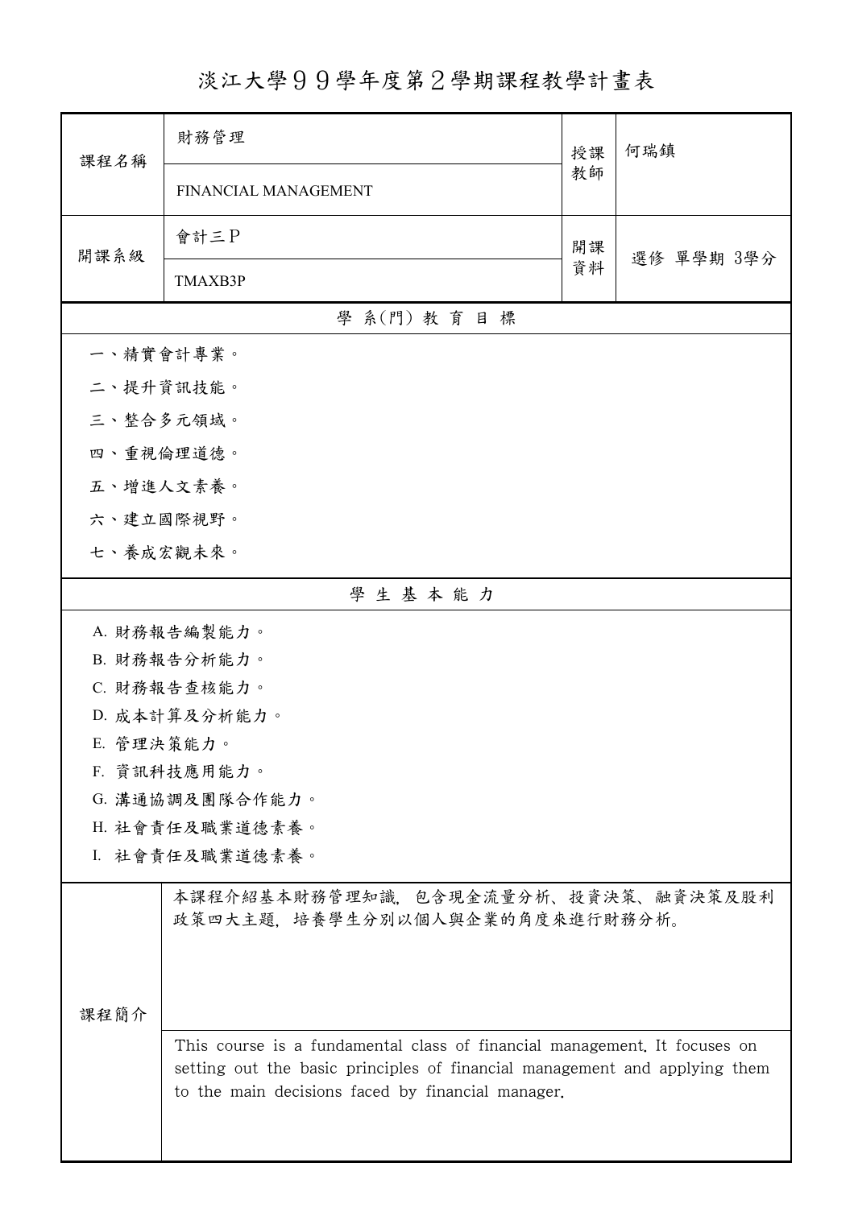# 淡江大學９９學年度第２學期課程教學計畫表

| 課程名稱 | 財務管理 | 授課教師 | 何瑞鎮 |
|---|---|---|---|
| | FINANCIAL MANAGEMENT | | |
| 開課系級 | 會計三Ｐ | 開課資料 | 選修 單學期 3學分 |
| | TMAXB3P | | |

## 學 系(門) 教 育 目 標

一、精實會計專業。

二、提升資訊技能。

三、整合多元領域。

四、重視倫理道德。

五、增進人文素養。

六、建立國際視野。

七、養成宏觀未來。

## 學 生 基 本 能 力

A. 財務報告編製能力。

B. 財務報告分析能力。

C. 財務報告查核能力。

D. 成本計算及分析能力。

E. 管理決策能力。

F. 資訊科技應用能力。

G. 溝通協調及團隊合作能力。

H. 社會責任及職業道德素養。

I. 社會責任及職業道德素養。

## 課程簡介

本課程介紹基本財務管理知識，包含現金流量分析、投資決策、融資決策及股利政策四大主題，培養學生分別以個人與企業的角度來進行財務分析。

This course is a fundamental class of financial management. It focuses on setting out the basic principles of financial management and applying them to the main decisions faced by financial manager.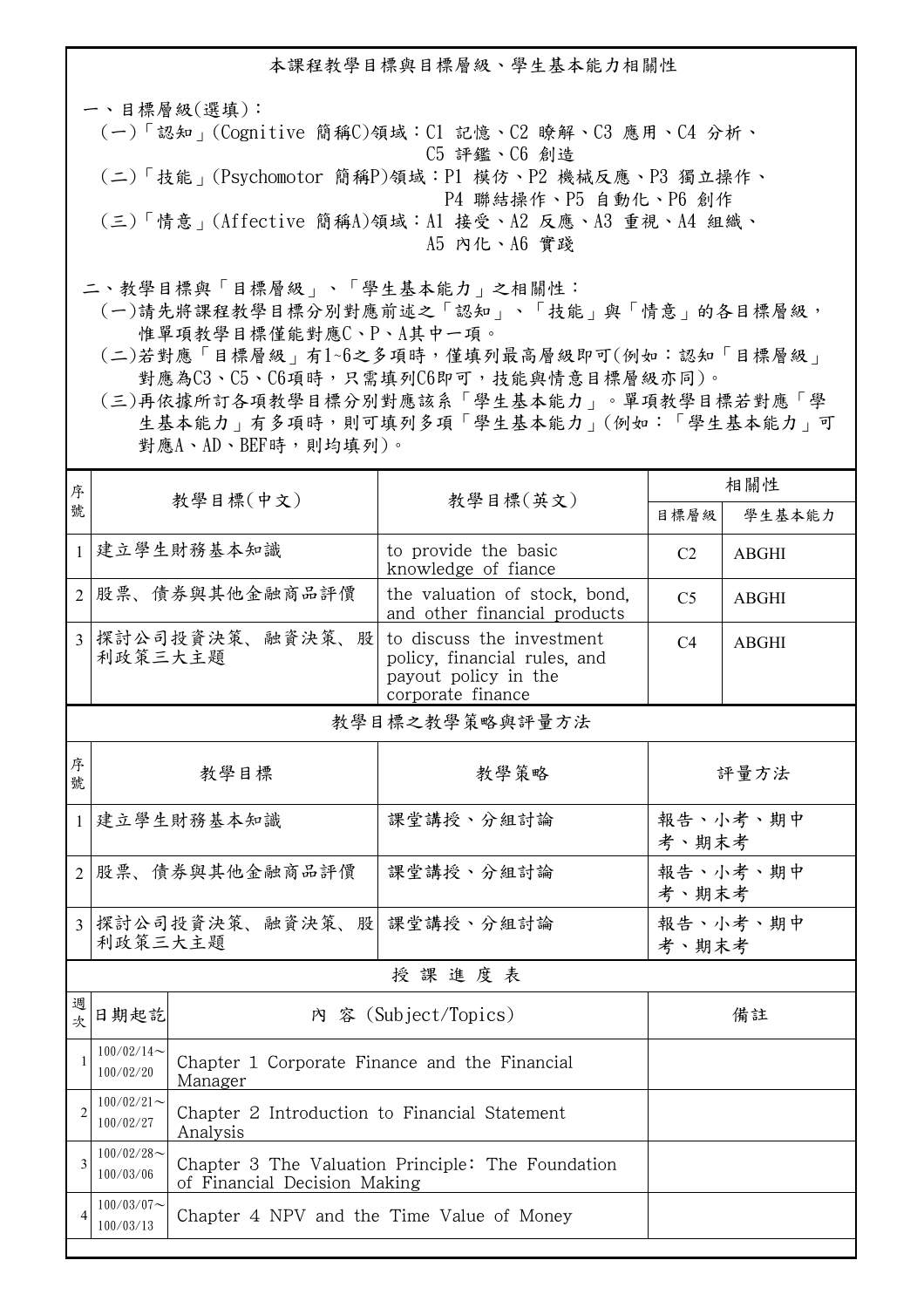## 本課程教學目標與目標層級、學生基本能力相關性

一、目標層級(選填)：

(一)「認知」(Cognitive 簡稱C)領域：C1 記憶、C2 瞭解、C3 應用、C4 分析、C5 評鑑、C6 創造

(二)「技能」(Psychomotor 簡稱P)領域：P1 模仿、P2 機械反應、P3 獨立操作、P4 聯結操作、P5 自動化、P6 創作

(三)「情意」(Affective 簡稱A)領域：A1 接受、A2 反應、A3 重視、A4 組織、A5 內化、A6 實踐

二、教學目標與「目標層級」、「學生基本能力」之相關性：

(一)請先將課程教學目標分別對應前述之「認知」、「技能」與「情意」的各目標層級，惟單項教學目標僅能對應C、P、A其中一項。

(二)若對應「目標層級」有1~6之多項時，僅填列最高層級即可(例如：認知「目標層級」對應為C3、C5、C6項時，只需填列C6即可，技能與情意目標層級亦同)。

(三)再依據所訂各項教學目標分別對應該系「學生基本能力」。單項教學目標若對應「學生基本能力」有多項時，則可填列多項「學生基本能力」(例如：「學生基本能力」可對應A、AD、BEF時，則均填列)。

| 序號 | 教學目標(中文) | 教學目標(英文) | 相關性 | |
|---|---|---|---|---|
| | | | 目標層級 | 學生基本能力 |
| 1 | 建立學生財務基本知識 | to provide the basic knowledge of fiance | C2 | ABGHI |
| 2 | 股票、債券與其他金融商品評價 | the valuation of stock, bond, and other financial products | C5 | ABGHI |
| 3 | 探討公司投資決策、融資決策、股利政策三大主題 | to discuss the investment policy, financial rules, and payout policy in the corporate finance | C4 | ABGHI |

## 教學目標之教學策略與評量方法

| 序號 | 教學目標 | 教學策略 | 評量方法 |
|---|---|---|---|
| 1 | 建立學生財務基本知識 | 課堂講授、分組討論 | 報告、小考、期中考、期末考 |
| 2 | 股票、債券與其他金融商品評價 | 課堂講授、分組討論 | 報告、小考、期中考、期末考 |
| 3 | 探討公司投資決策、融資決策、股利政策三大主題 | 課堂講授、分組討論 | 報告、小考、期中考、期末考 |

## 授 課 進 度 表

| 週次 | 日期起訖 | 內 容 (Subject/Topics) | 備註 |
|---|---|---|---|
| 1 | 100/02/14～100/02/20 | Chapter 1 Corporate Finance and the Financial Manager | |
| 2 | 100/02/21～100/02/27 | Chapter 2 Introduction to Financial Statement Analysis | |
| 3 | 100/02/28～100/03/06 | Chapter 3 The Valuation Principle: The Foundation of Financial Decision Making | |
| 4 | 100/03/07～100/03/13 | Chapter 4 NPV and the Time Value of Money | |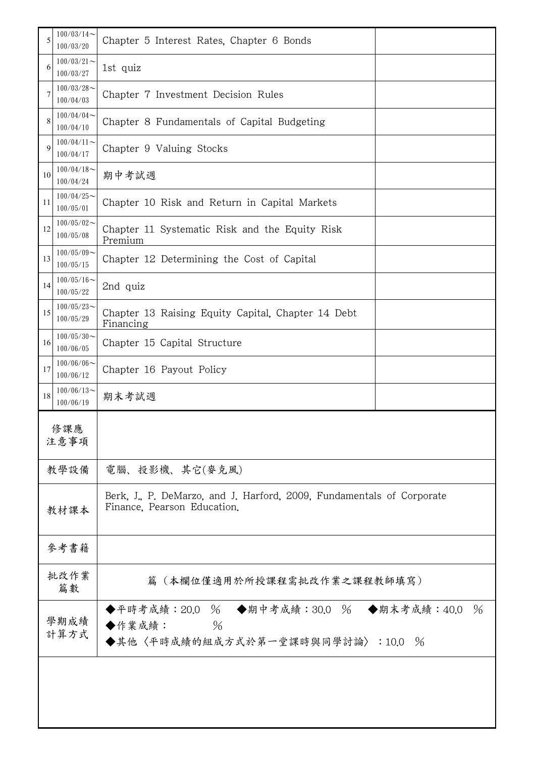| 5 | 100/03/14～100/03/20 | Chapter 5 Interest Rates, Chapter 6 Bonds | |
|---|---|---|---|
| 6 | 100/03/21～100/03/27 | 1st quiz | |
| 7 | 100/03/28～100/04/03 | Chapter 7 Investment Decision Rules | |
| 8 | 100/04/04～100/04/10 | Chapter 8 Fundamentals of Capital Budgeting | |
| 9 | 100/04/11～100/04/17 | Chapter 9 Valuing Stocks | |
| 10 | 100/04/18～100/04/24 | 期中考試週 | |
| 11 | 100/04/25～100/05/01 | Chapter 10 Risk and Return in Capital Markets | |
| 12 | 100/05/02～100/05/08 | Chapter 11 Systematic Risk and the Equity Risk Premium | |
| 13 | 100/05/09～100/05/15 | Chapter 12 Determining the Cost of Capital | |
| 14 | 100/05/16～100/05/22 | 2nd quiz | |
| 15 | 100/05/23～100/05/29 | Chapter 13 Raising Equity Capital, Chapter 14 Debt Financing | |
| 16 | 100/05/30～100/06/05 | Chapter 15 Capital Structure | |
| 17 | 100/06/06～100/06/12 | Chapter 16 Payout Policy | |
| 18 | 100/06/13～100/06/19 | 期末考試週 | |

| 修課應注意事項 | |
|---|---|
| 教學設備 | 電腦、投影機、其它(麥克風) |
| 教材課本 | Berk, J., P. DeMarzo, and J. Harford, 2009, Fundamentals of Corporate Finance, Pearson Education. |
| 參考書籍 | |
| 批改作業篇數 | 篇（本欄位僅適用於所授課程需批改作業之課程教師填寫） |
| 學期成績計算方式 | ◆平時考成績：20.0 ％　◆期中考成績：30.0 ％　◆期末考成績：40.0 ％<br>◆作業成績：　　％<br>◆其他〈平時成績的組成方式於第一堂課時與同學討論〉：10.0 ％ |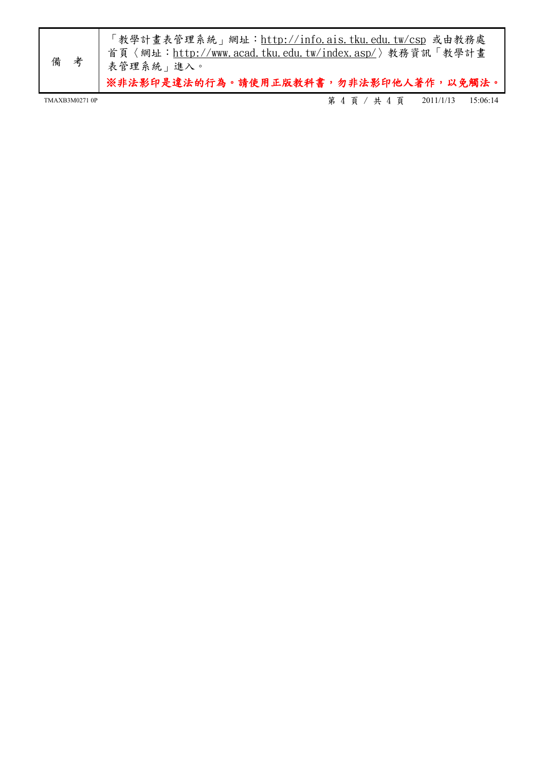| | |
|---|---|
| 備　考 | 「教學計畫表管理系統」網址：http://info.ais.tku.edu.tw/csp 或由教務處首頁〈網址：http://www.acad.tku.edu.tw/index.asp/〉教務資訊「教學計畫表管理系統」進入。<br>**※非法影印是違法的行為。請使用正版教科書，勿非法影印他人著作，以免觸法。** |

TMAXB3M0271 0P　　2011/1/13　15:06:14